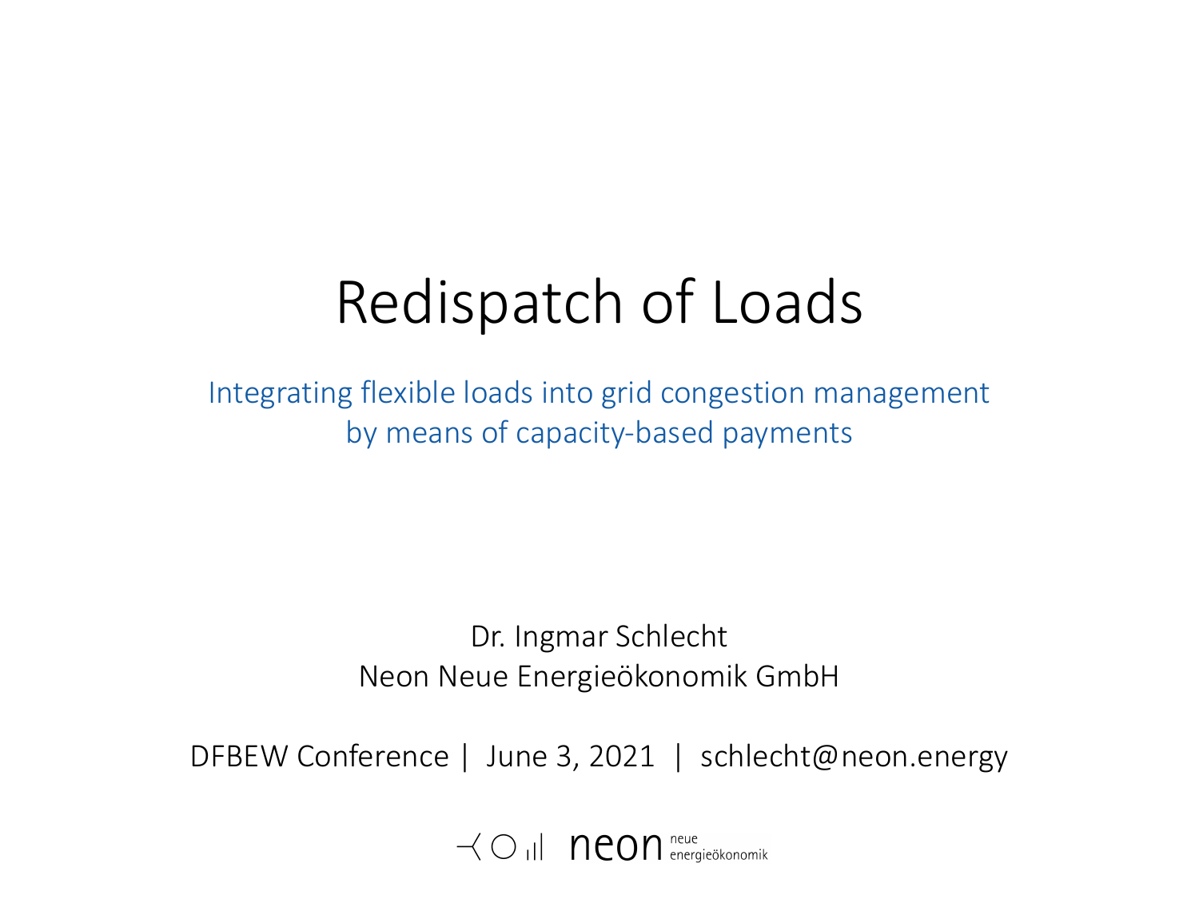# Redispatch of Loads

Integrating flexible loads into grid congestion management
by means of capacity-based payments

Dr. Ingmar Schlecht
Neon Neue Energieökonomik GmbH

DFBEW Conference | June 3, 2021 | schlecht@neon.energy

neon neue energieökonomik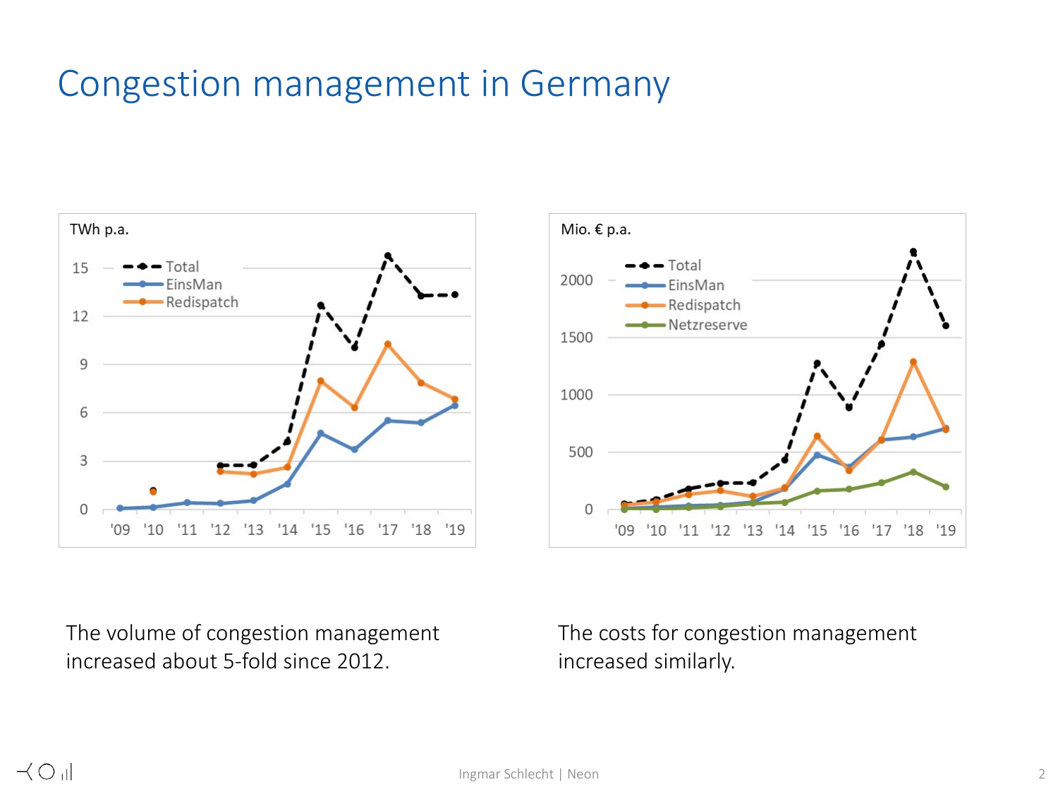# Congestion management in Germany

The volume of congestion management increased about 5-fold since 2012.

The costs for congestion management increased similarly.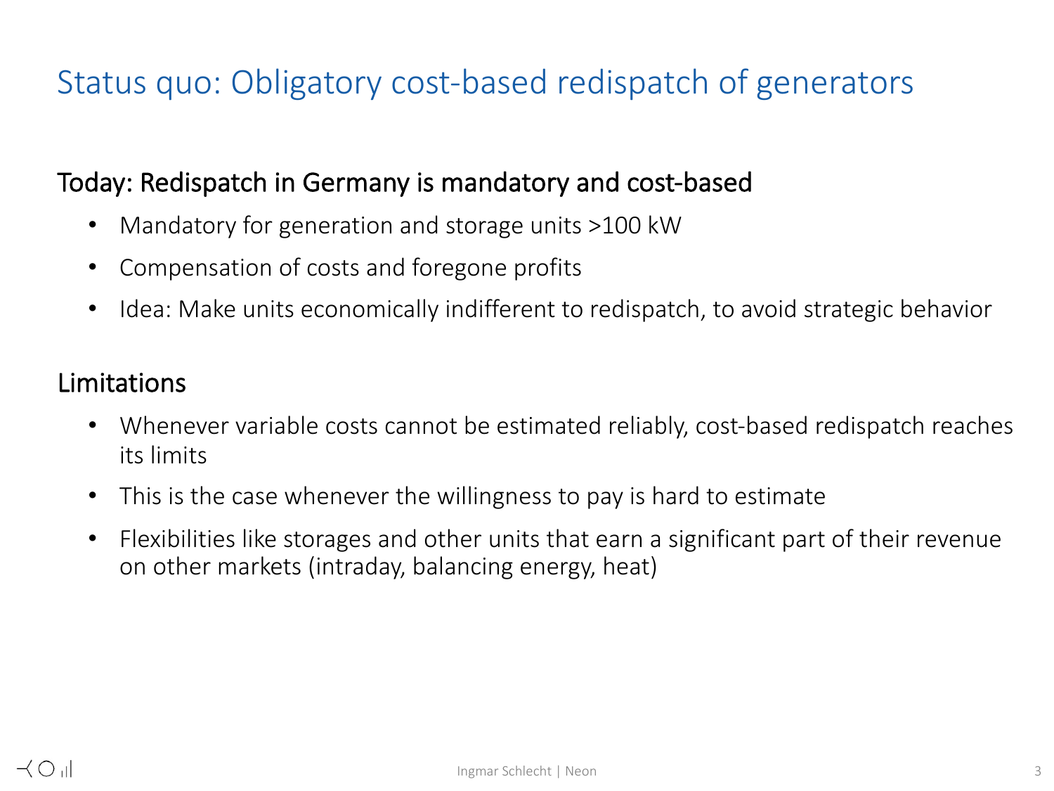# Status quo: Obligatory cost-based redispatch of generators

## Today: Redispatch in Germany is mandatory and cost-based

- Mandatory for generation and storage units >100 kW
- Compensation of costs and foregone profits
- Idea: Make units economically indifferent to redispatch, to avoid strategic behavior

## Limitations

- Whenever variable costs cannot be estimated reliably, cost-based redispatch reaches its limits
- This is the case whenever the willingness to pay is hard to estimate
- Flexibilities like storages and other units that earn a significant part of their revenue on other markets (intraday, balancing energy, heat)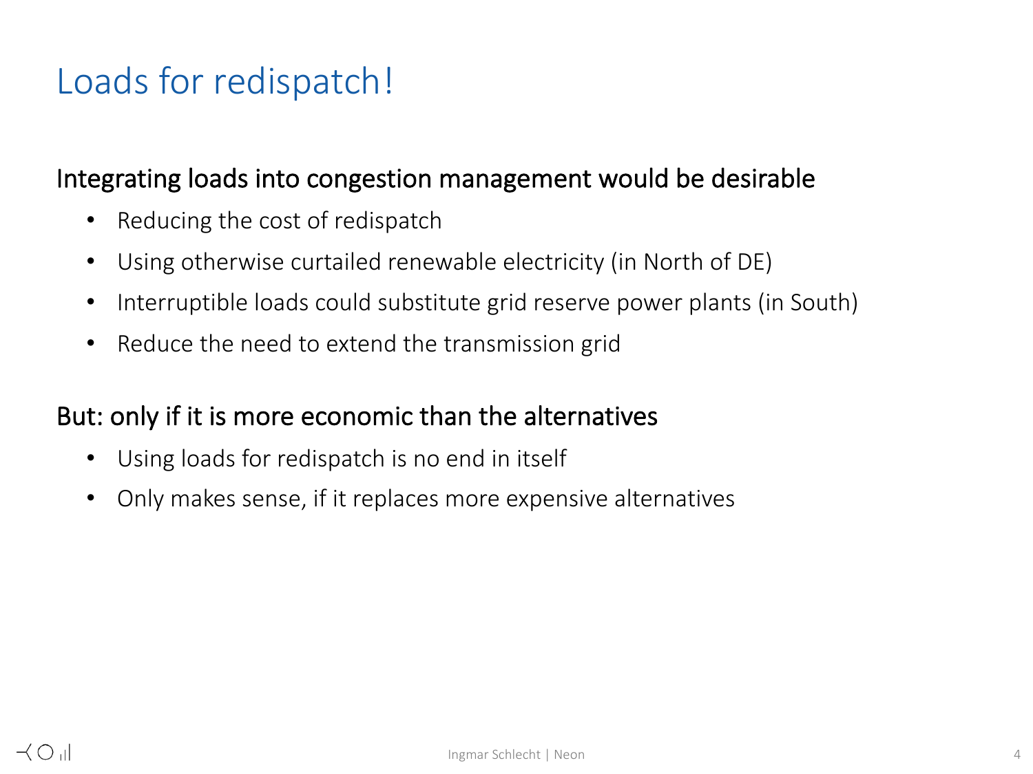# Loads for redispatch!

## Integrating loads into congestion management would be desirable

- Reducing the cost of redispatch
- Using otherwise curtailed renewable electricity (in North of DE)
- Interruptible loads could substitute grid reserve power plants (in South)
- Reduce the need to extend the transmission grid

## But: only if it is more economic than the alternatives

- Using loads for redispatch is no end in itself
- Only makes sense, if it replaces more expensive alternatives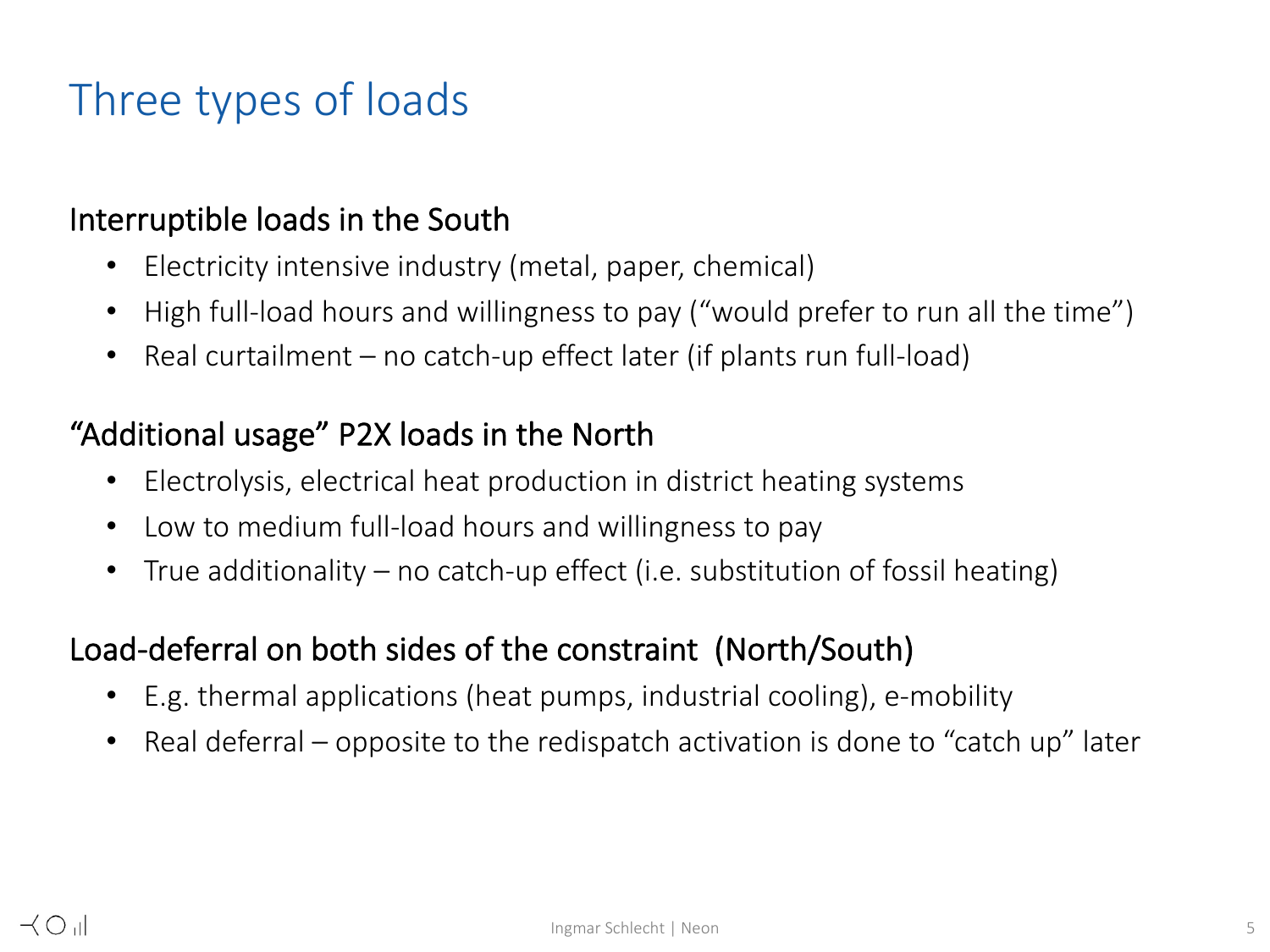# Three types of loads

## Interruptible loads in the South

- Electricity intensive industry (metal, paper, chemical)
- High full-load hours and willingness to pay ("would prefer to run all the time")
- Real curtailment – no catch-up effect later (if plants run full-load)

## "Additional usage" P2X loads in the North

- Electrolysis, electrical heat production in district heating systems
- Low to medium full-load hours and willingness to pay
- True additionality – no catch-up effect (i.e. substitution of fossil heating)

## Load-deferral on both sides of the constraint (North/South)

- E.g. thermal applications (heat pumps, industrial cooling), e-mobility
- Real deferral – opposite to the redispatch activation is done to "catch up" later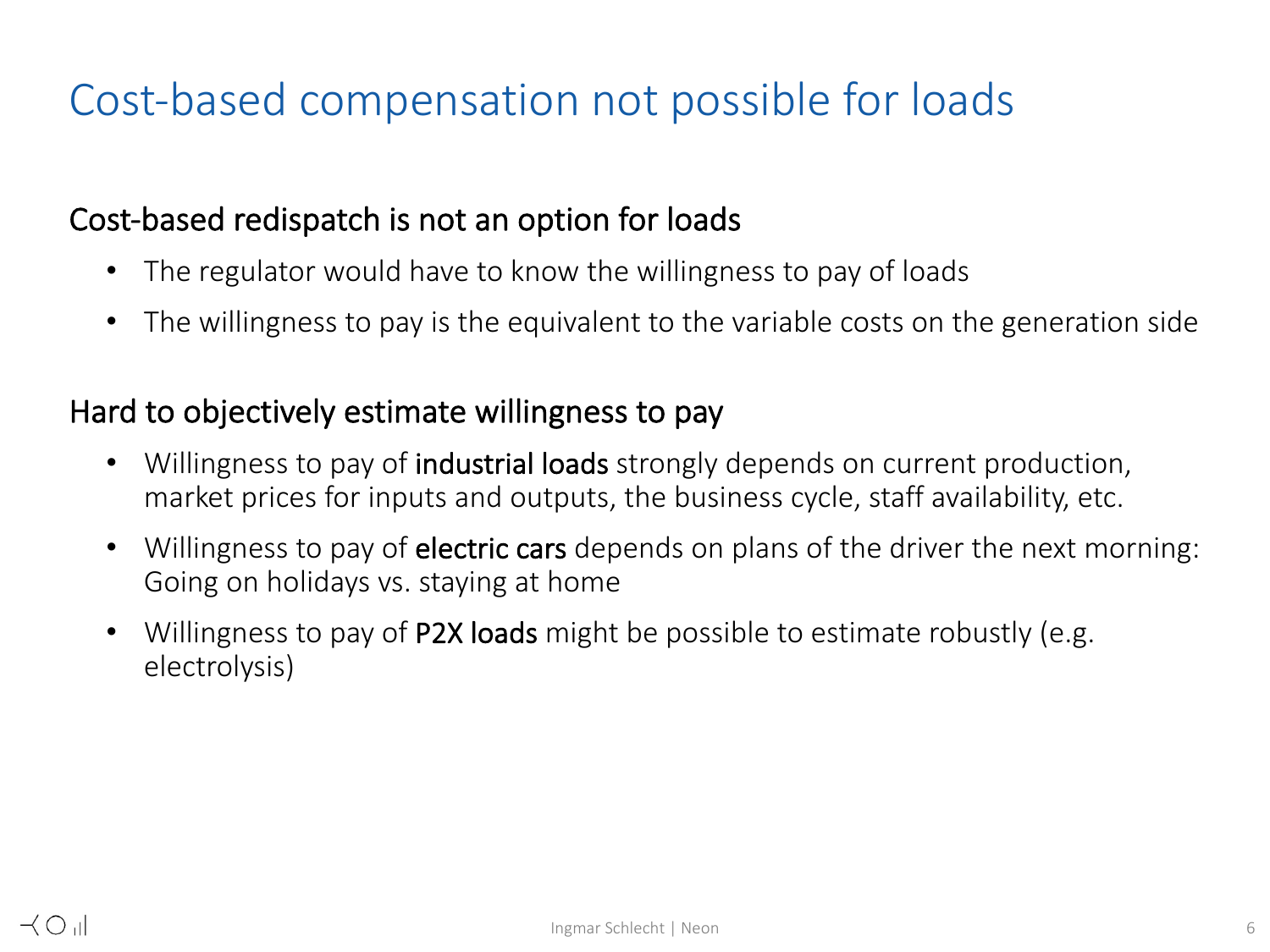# Cost-based compensation not possible for loads

## Cost-based redispatch is not an option for loads

- The regulator would have to know the willingness to pay of loads
- The willingness to pay is the equivalent to the variable costs on the generation side

## Hard to objectively estimate willingness to pay

- Willingness to pay of industrial loads strongly depends on current production, market prices for inputs and outputs, the business cycle, staff availability, etc.
- Willingness to pay of electric cars depends on plans of the driver the next morning: Going on holidays vs. staying at home
- Willingness to pay of P2X loads might be possible to estimate robustly (e.g. electrolysis)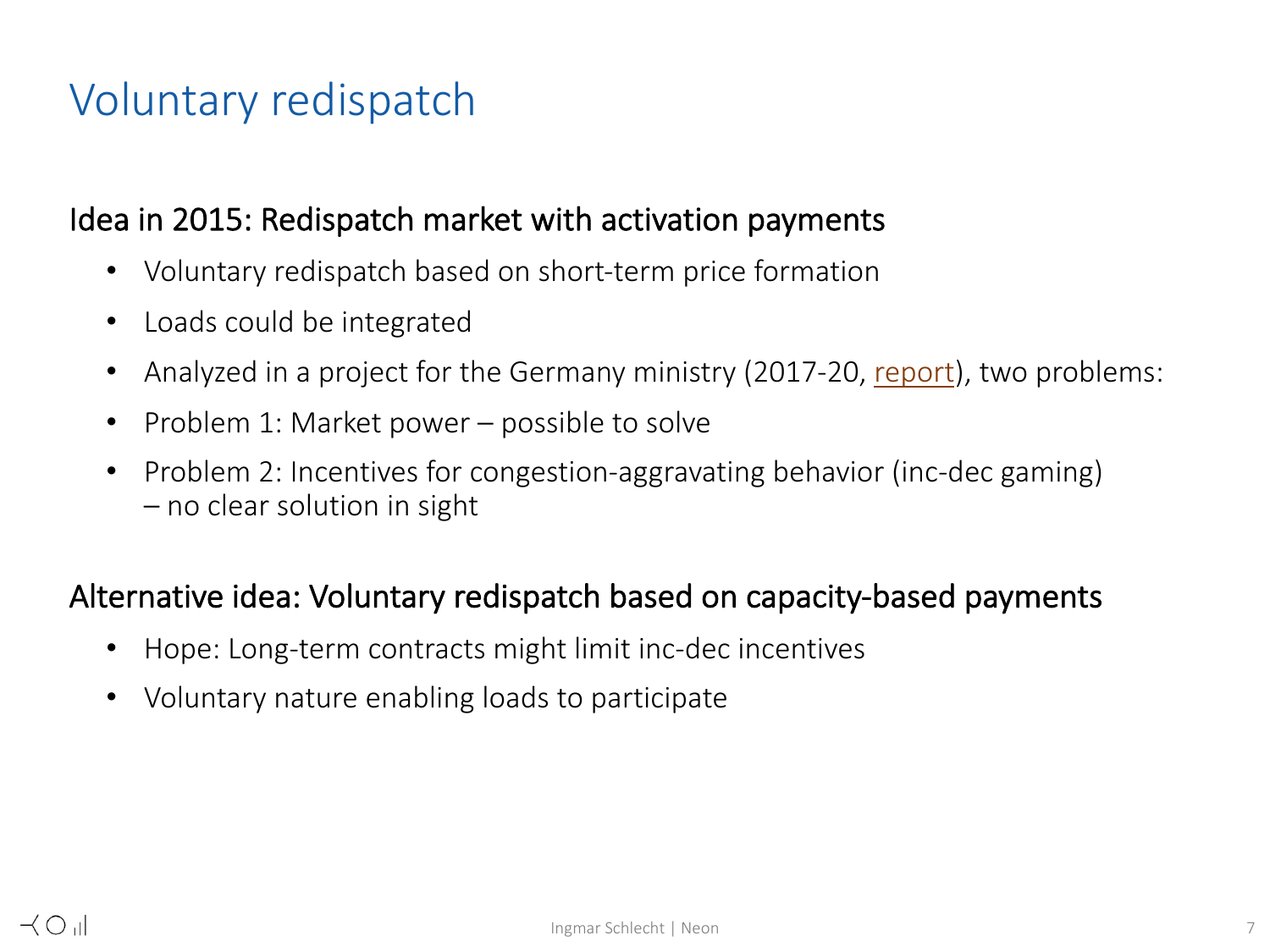# Voluntary redispatch

## Idea in 2015: Redispatch market with activation payments

- Voluntary redispatch based on short-term price formation
- Loads could be integrated
- Analyzed in a project for the Germany ministry (2017-20, report), two problems:
- Problem 1: Market power – possible to solve
- Problem 2: Incentives for congestion-aggravating behavior (inc-dec gaming) – no clear solution in sight

## Alternative idea: Voluntary redispatch based on capacity-based payments

- Hope: Long-term contracts might limit inc-dec incentives
- Voluntary nature enabling loads to participate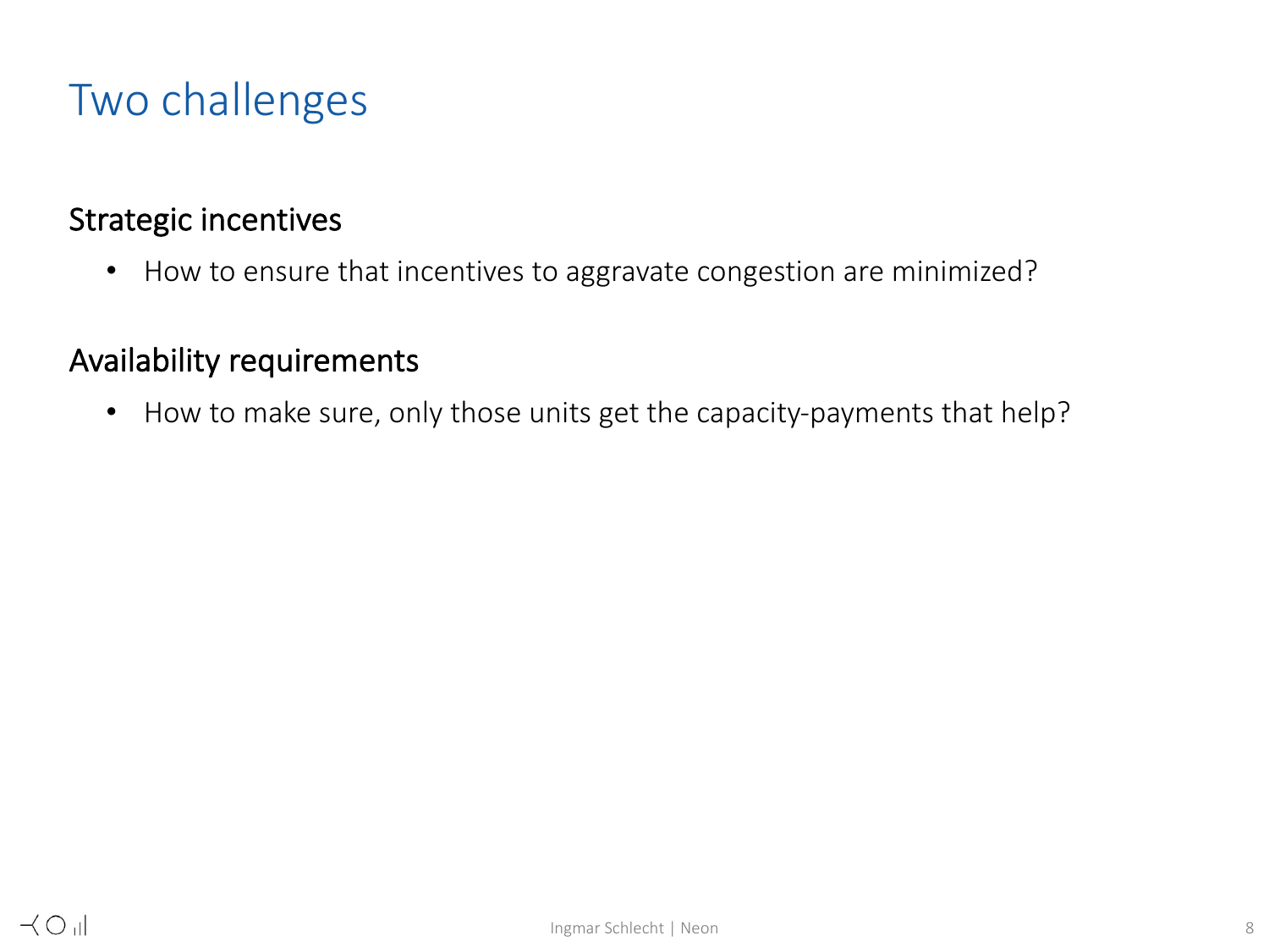# Two challenges

## Strategic incentives

- How to ensure that incentives to aggravate congestion are minimized?

## Availability requirements

- How to make sure, only those units get the capacity-payments that help?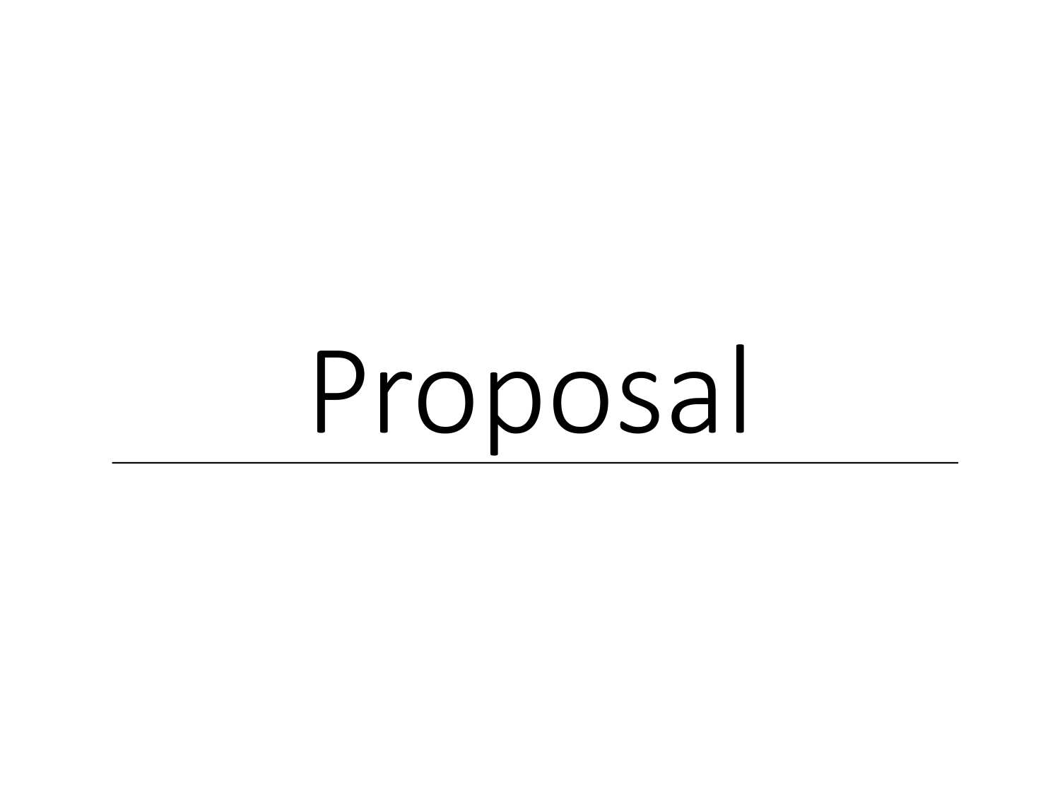# Proposal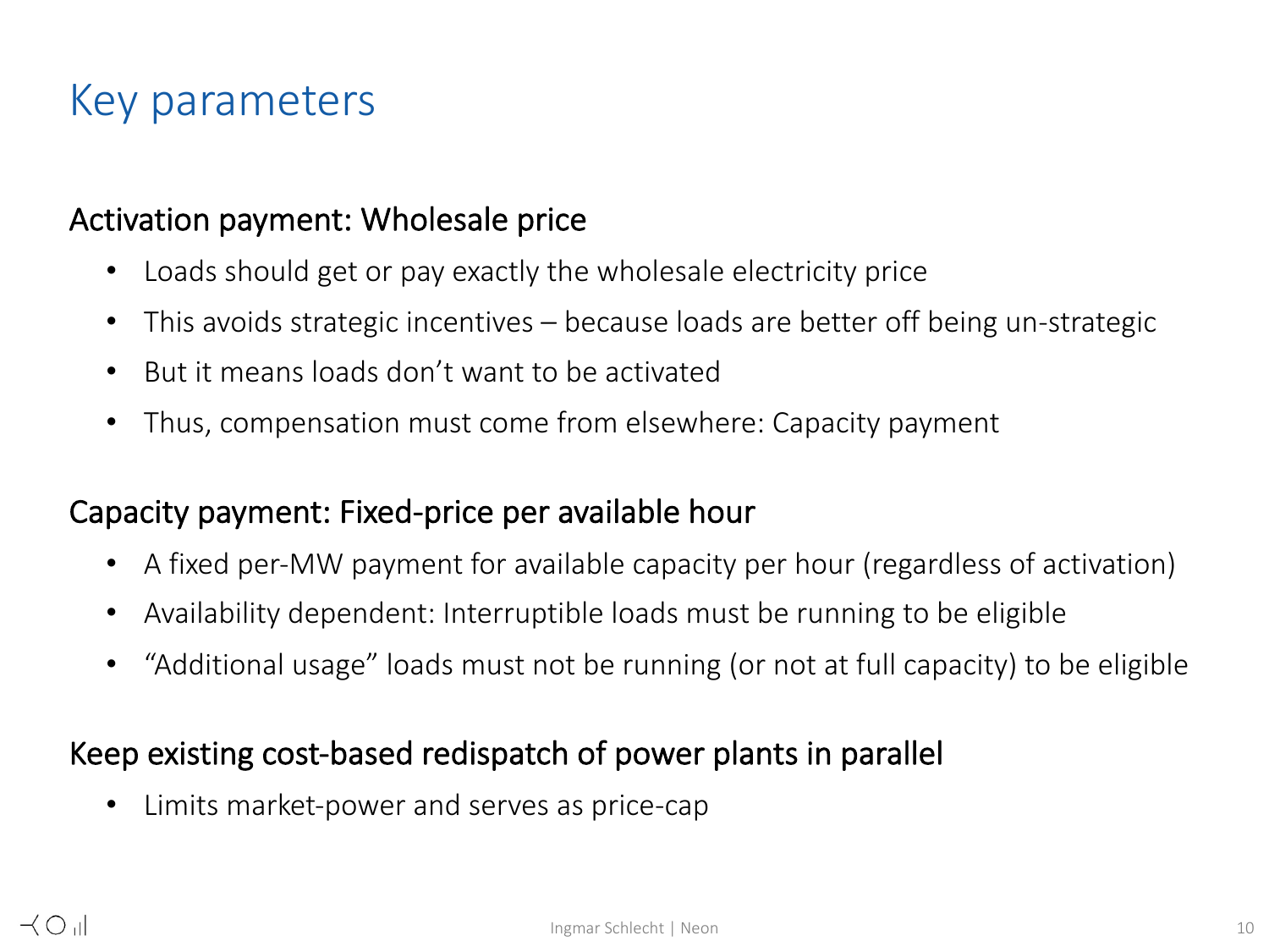# Key parameters

## Activation payment: Wholesale price

- Loads should get or pay exactly the wholesale electricity price
- This avoids strategic incentives – because loads are better off being un-strategic
- But it means loads don't want to be activated
- Thus, compensation must come from elsewhere: Capacity payment

## Capacity payment: Fixed-price per available hour

- A fixed per-MW payment for available capacity per hour (regardless of activation)
- Availability dependent: Interruptible loads must be running to be eligible
- "Additional usage" loads must not be running (or not at full capacity) to be eligible

## Keep existing cost-based redispatch of power plants in parallel

- Limits market-power and serves as price-cap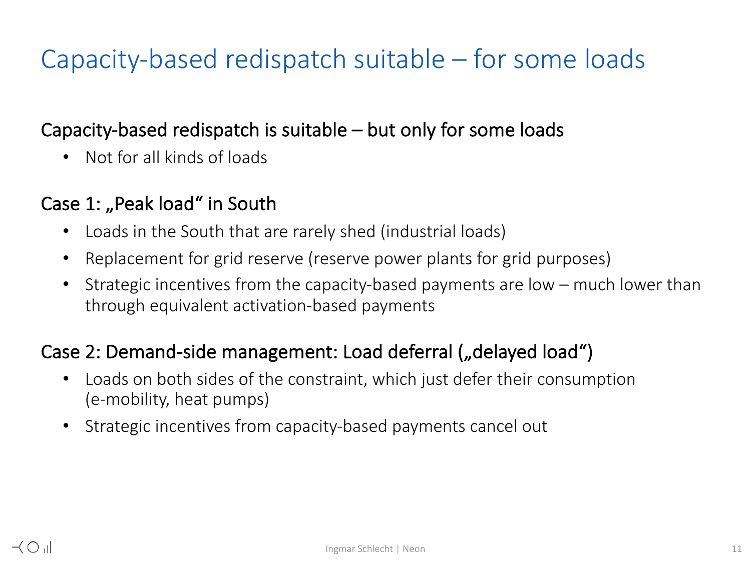# Capacity-based redispatch suitable – for some loads

## Capacity-based redispatch is suitable – but only for some loads

- Not for all kinds of loads

## Case 1: „Peak load“ in South

- Loads in the South that are rarely shed (industrial loads)
- Replacement for grid reserve (reserve power plants for grid purposes)
- Strategic incentives from the capacity-based payments are low – much lower than through equivalent activation-based payments

## Case 2: Demand-side management: Load deferral („delayed load“)

- Loads on both sides of the constraint, which just defer their consumption (e-mobility, heat pumps)
- Strategic incentives from capacity-based payments cancel out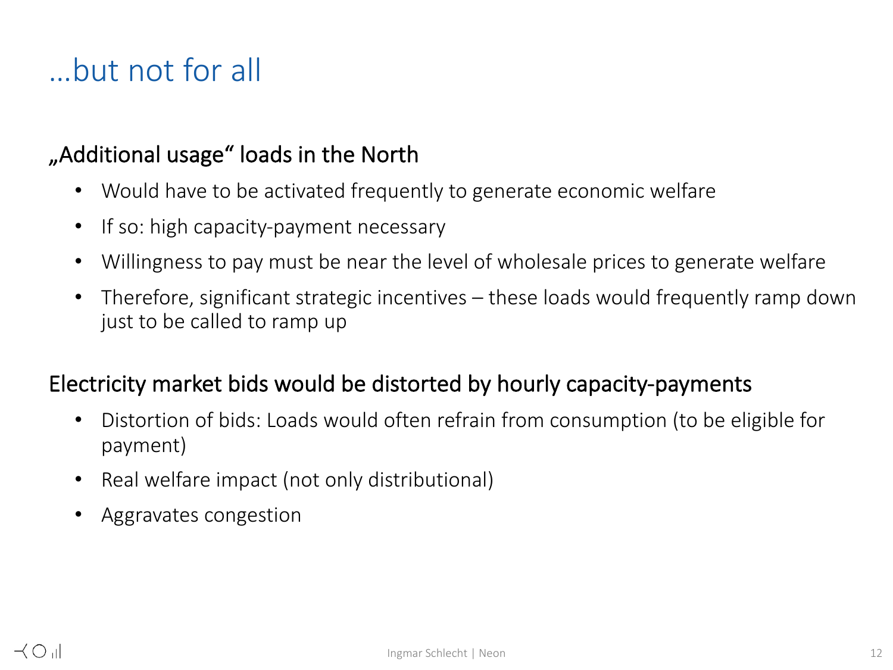# …but not for all

## „Additional usage“ loads in the North

- Would have to be activated frequently to generate economic welfare
- If so: high capacity-payment necessary
- Willingness to pay must be near the level of wholesale prices to generate welfare
- Therefore, significant strategic incentives – these loads would frequently ramp down just to be called to ramp up

## Electricity market bids would be distorted by hourly capacity-payments

- Distortion of bids: Loads would often refrain from consumption (to be eligible for payment)
- Real welfare impact (not only distributional)
- Aggravates congestion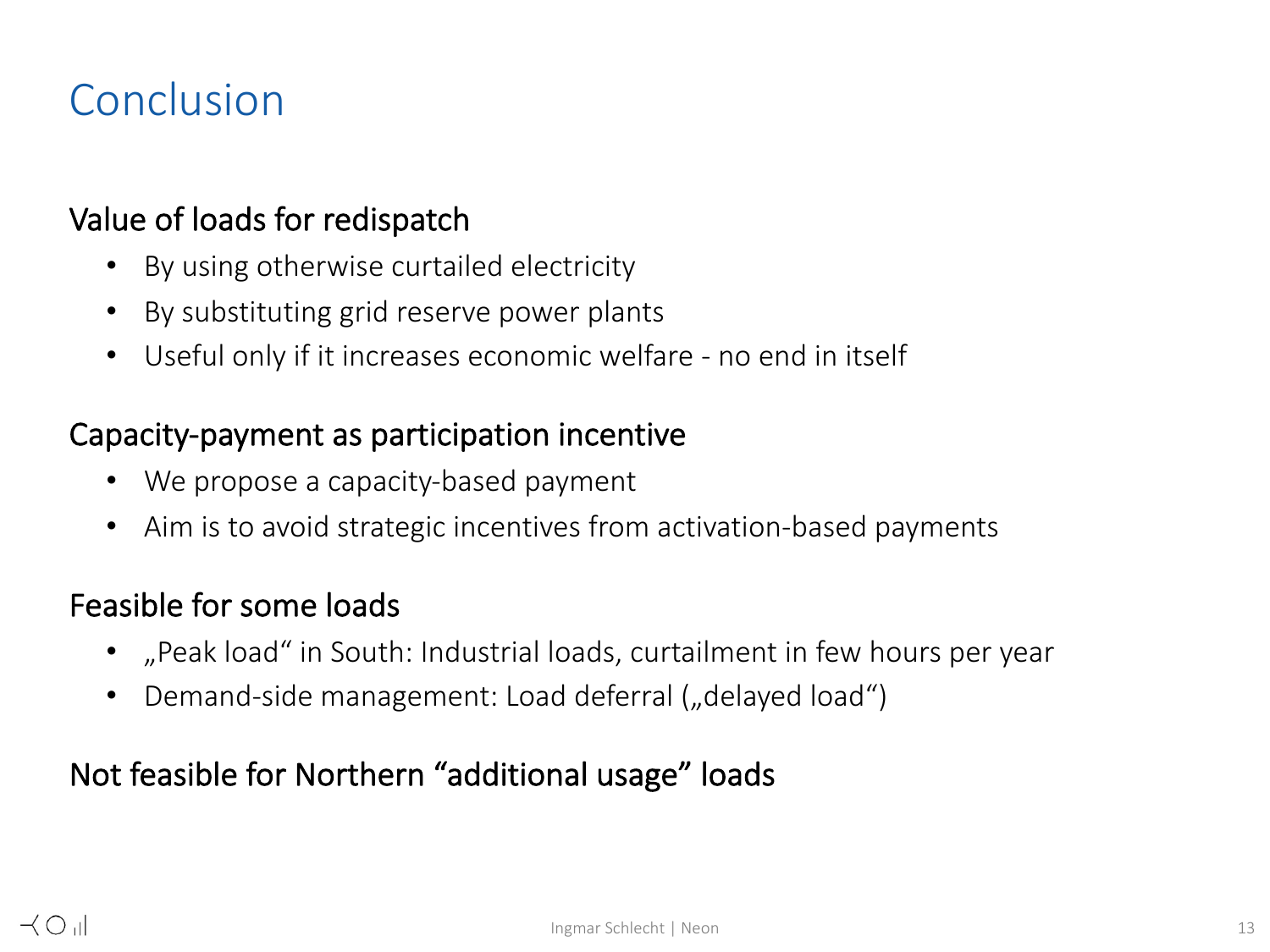# Conclusion

## Value of loads for redispatch

- By using otherwise curtailed electricity
- By substituting grid reserve power plants
- Useful only if it increases economic welfare - no end in itself

## Capacity-payment as participation incentive

- We propose a capacity-based payment
- Aim is to avoid strategic incentives from activation-based payments

## Feasible for some loads

- „Peak load" in South: Industrial loads, curtailment in few hours per year
- Demand-side management: Load deferral („delayed load")

## Not feasible for Northern "additional usage" loads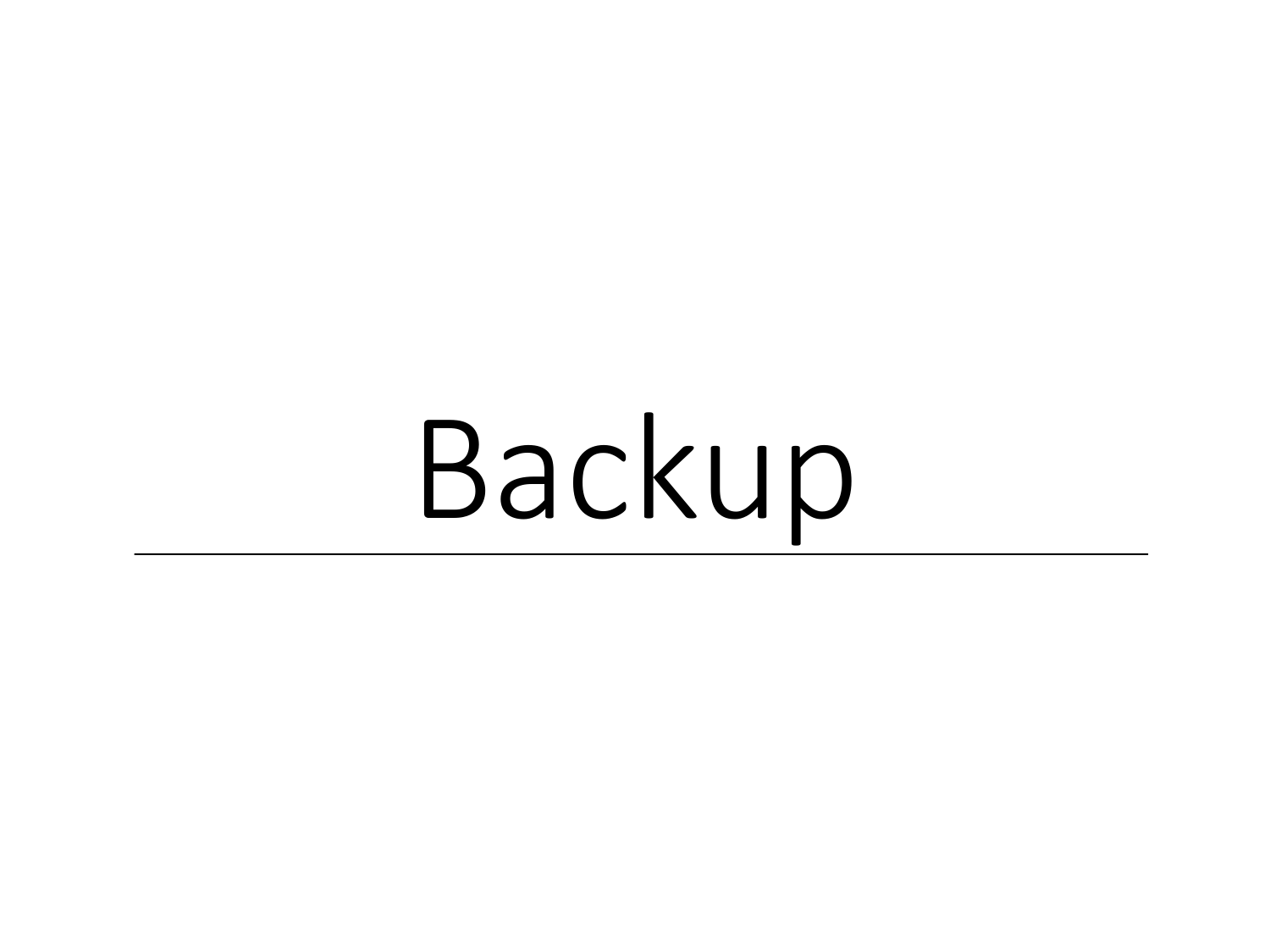# Backup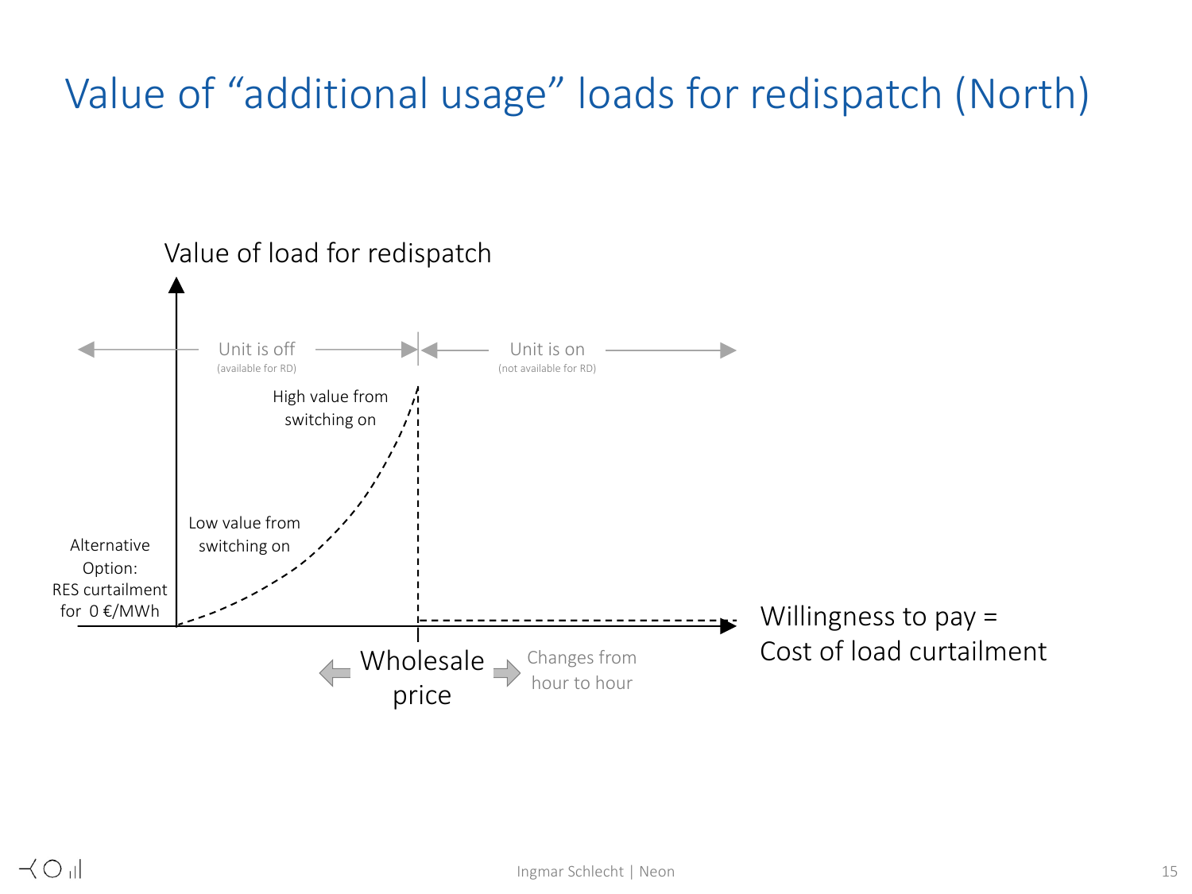# Value of “additional usage” loads for redispatch (North)

Value of load for redispatch

Unit is off
(available for RD)

Unit is on
(not available for RD)

High value from switching on

Low value from switching on

Alternative Option: RES curtailment for 0 €/MWh

Wholesale price

Changes from hour to hour

Willingness to pay = Cost of load curtailment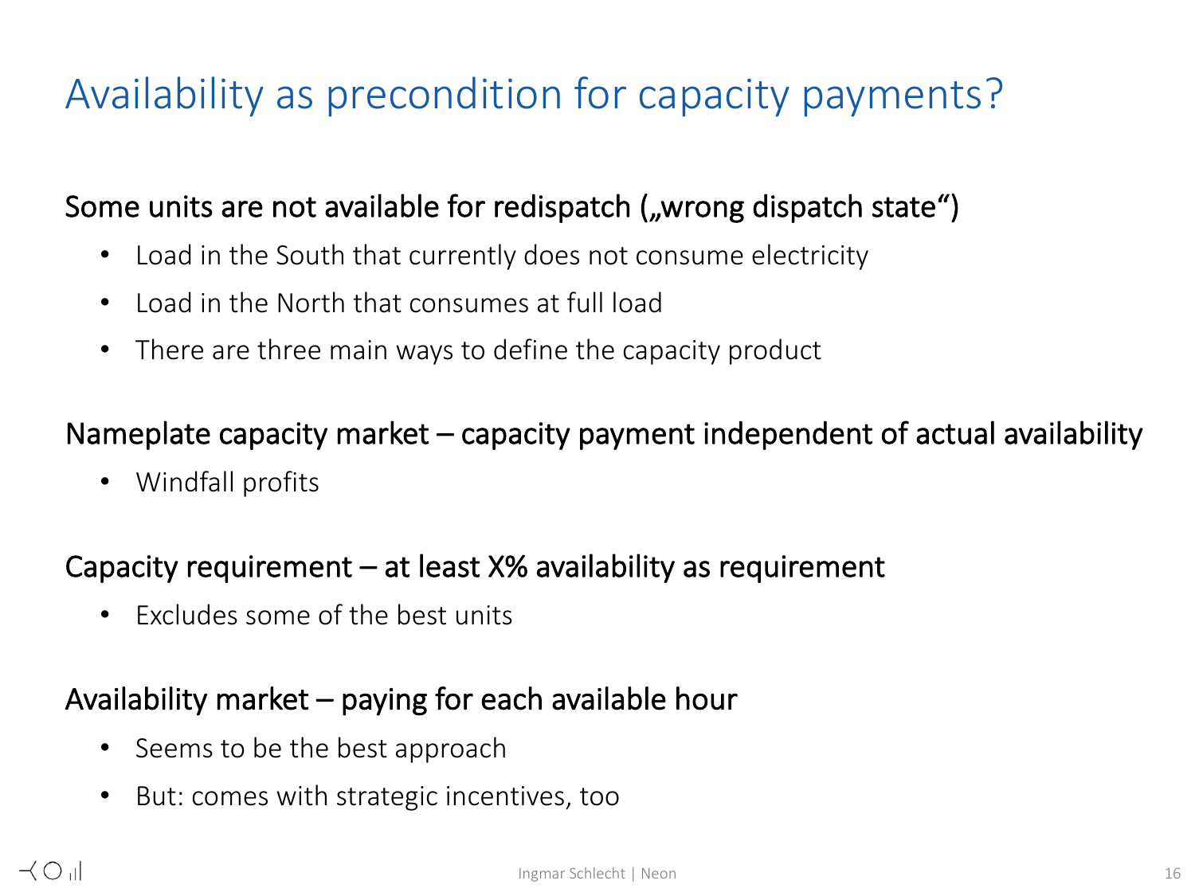# Availability as precondition for capacity payments?

### Some units are not available for redispatch („wrong dispatch state“)

- Load in the South that currently does not consume electricity
- Load in the North that consumes at full load
- There are three main ways to define the capacity product

### Nameplate capacity market – capacity payment independent of actual availability

- Windfall profits

### Capacity requirement – at least X% availability as requirement

- Excludes some of the best units

### Availability market – paying for each available hour

- Seems to be the best approach
- But: comes with strategic incentives, too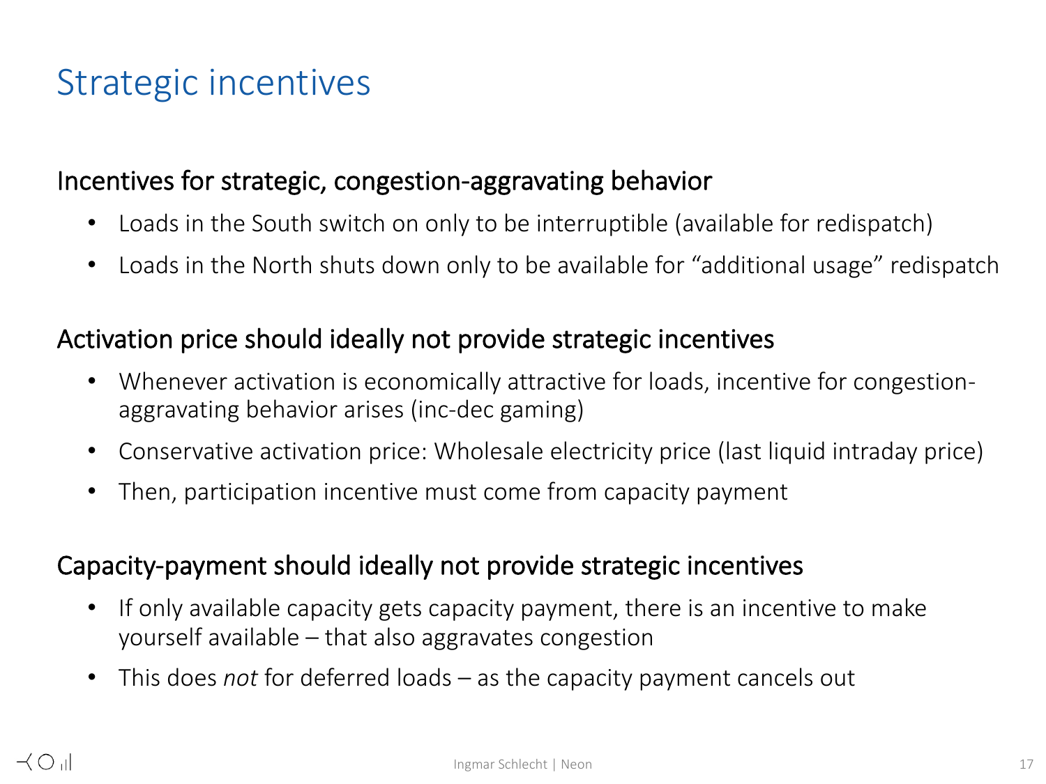# Strategic incentives

## Incentives for strategic, congestion-aggravating behavior

- Loads in the South switch on only to be interruptible (available for redispatch)
- Loads in the North shuts down only to be available for “additional usage” redispatch

## Activation price should ideally not provide strategic incentives

- Whenever activation is economically attractive for loads, incentive for congestion-aggravating behavior arises (inc-dec gaming)
- Conservative activation price: Wholesale electricity price (last liquid intraday price)
- Then, participation incentive must come from capacity payment

## Capacity-payment should ideally not provide strategic incentives

- If only available capacity gets capacity payment, there is an incentive to make yourself available – that also aggravates congestion
- This does *not* for deferred loads – as the capacity payment cancels out